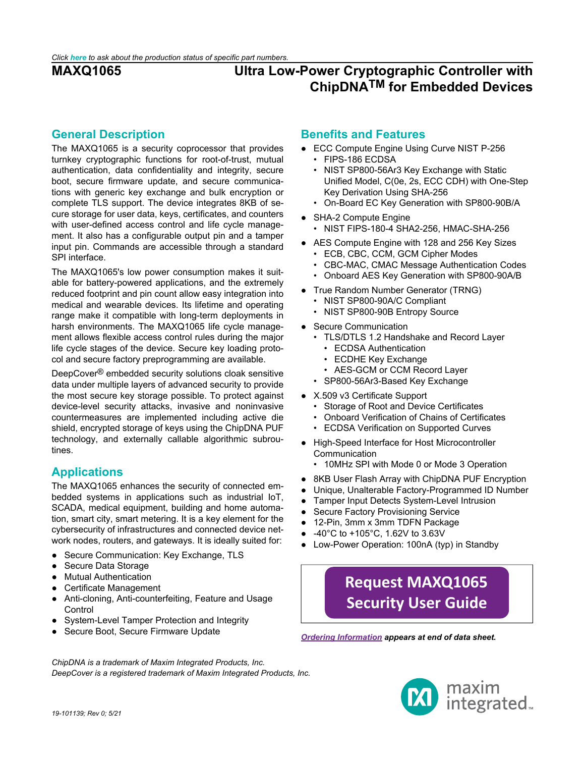*Click here to ask about the production status of specific part numbers.*

# MAXQ1065 Ultra Low-Power Cryptographic Controller with ChipDNA™ for Embedded Devices

## General Description

The MAXQ1065 is a security coprocessor that provides turnkey cryptographic functions for root-of-trust, mutual authentication, data confidentiality and integrity, secure boot, secure firmware update, and secure communications with generic key exchange and bulk encryption or complete TLS support. The device integrates 8KB of secure storage for user data, keys, certificates, and counters with user-defined access control and life cycle management. It also has a configurable output pin and a tamper input pin. Commands are accessible through a standard SPI interface.

The MAXQ1065's low power consumption makes it suitable for battery-powered applications, and the extremely reduced footprint and pin count allow easy integration into medical and wearable devices. Its lifetime and operating range make it compatible with long-term deployments in harsh environments. The MAXQ1065 life cycle management allows flexible access control rules during the major life cycle stages of the device. Secure key loading protocol and secure factory preprogramming are available.

DeepCover® embedded security solutions cloak sensitive data under multiple layers of advanced security to provide the most secure key storage possible. To protect against device-level security attacks, invasive and noninvasive countermeasures are implemented including active die shield, encrypted storage of keys using the ChipDNA PUF technology, and externally callable algorithmic subroutines.

## Applications

The MAXQ1065 enhances the security of connected embedded systems in applications such as industrial IoT, SCADA, medical equipment, building and home automation, smart city, smart metering. It is a key element for the cybersecurity of infrastructures and connected device network nodes, routers, and gateways. It is ideally suited for:

- Secure Communication: Key Exchange, TLS
- Secure Data Storage
- Mutual Authentication
- Certificate Management
- Anti-cloning, Anti-counterfeiting, Feature and Usage Control
- System-Level Tamper Protection and Integrity
- Secure Boot, Secure Firmware Update

## Benefits and Features

- ECC Compute Engine Using Curve NIST P-256
  - FIPS-186 ECDSA
  - NIST SP800-56Ar3 Key Exchange with Static Unified Model, C(0e, 2s, ECC CDH) with One-Step Key Derivation Using SHA-256
  - On-Board EC Key Generation with SP800-90B/A
- SHA-2 Compute Engine
  - NIST FIPS-180-4 SHA2-256, HMAC-SHA-256
- AES Compute Engine with 128 and 256 Key Sizes
  - ECB, CBC, CCM, GCM Cipher Modes
  - CBC-MAC, CMAC Message Authentication Codes
  - Onboard AES Key Generation with SP800-90A/B
- True Random Number Generator (TRNG)
  - NIST SP800-90A/C Compliant
  - NIST SP800-90B Entropy Source
- Secure Communication
  - TLS/DTLS 1.2 Handshake and Record Layer
    - ECDSA Authentication
    - ECDHE Key Exchange
    - AES-GCM or CCM Record Layer
  - SP800-56Ar3-Based Key Exchange
- X.509 v3 Certificate Support
  - Storage of Root and Device Certificates
  - Onboard Verification of Chains of Certificates
  - ECDSA Verification on Supported Curves
- High-Speed Interface for Host Microcontroller Communication
  - 10MHz SPI with Mode 0 or Mode 3 Operation
- 8KB User Flash Array with ChipDNA PUF Encryption
- Unique, Unalterable Factory-Programmed ID Number
- Tamper Input Detects System-Level Intrusion
- Secure Factory Provisioning Service
- 12-Pin, 3mm x 3mm TDFN Package
- -40°C to +105°C, 1.62V to 3.63V
- Low-Power Operation: 100nA (typ) in Standby

**Request MAXQ1065 Security User Guide**

***Ordering Information* appears at end of data sheet.**

*ChipDNA is a trademark of Maxim Integrated Products, Inc.*
*DeepCover is a registered trademark of Maxim Integrated Products, Inc.*

*19-101139; Rev 0; 5/21*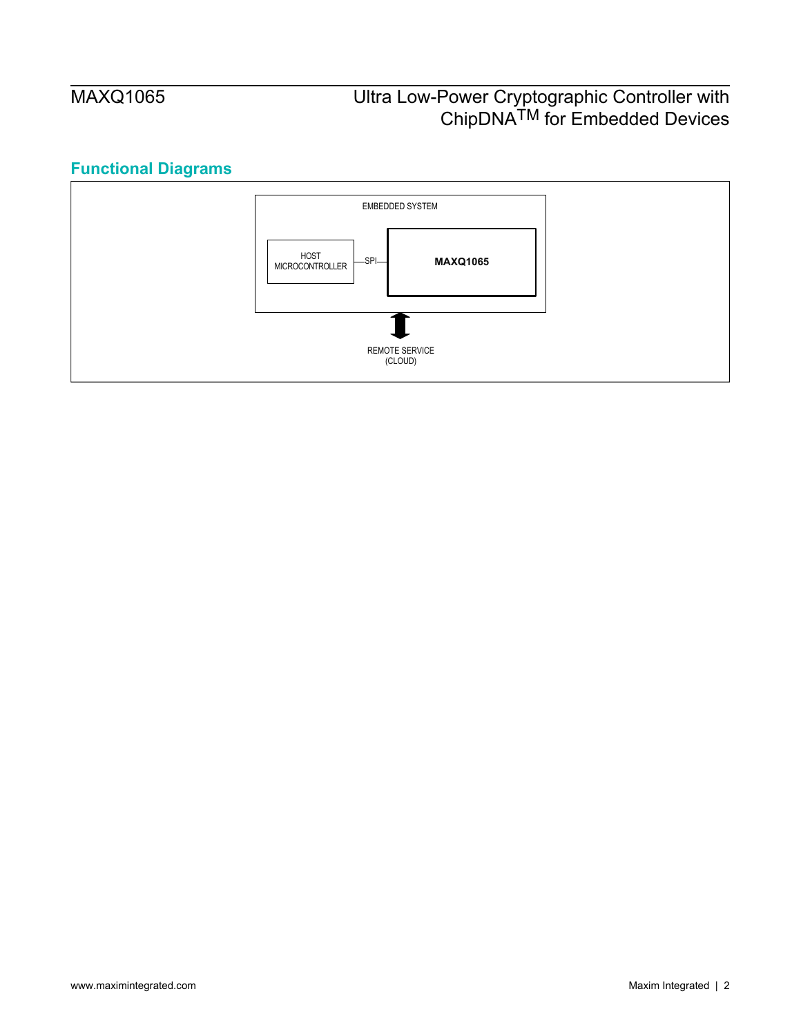## Functional Diagrams

EMBEDDED SYSTEM

HOST MICROCONTROLLER

SPI

MAXQ1065

REMOTE SERVICE (CLOUD)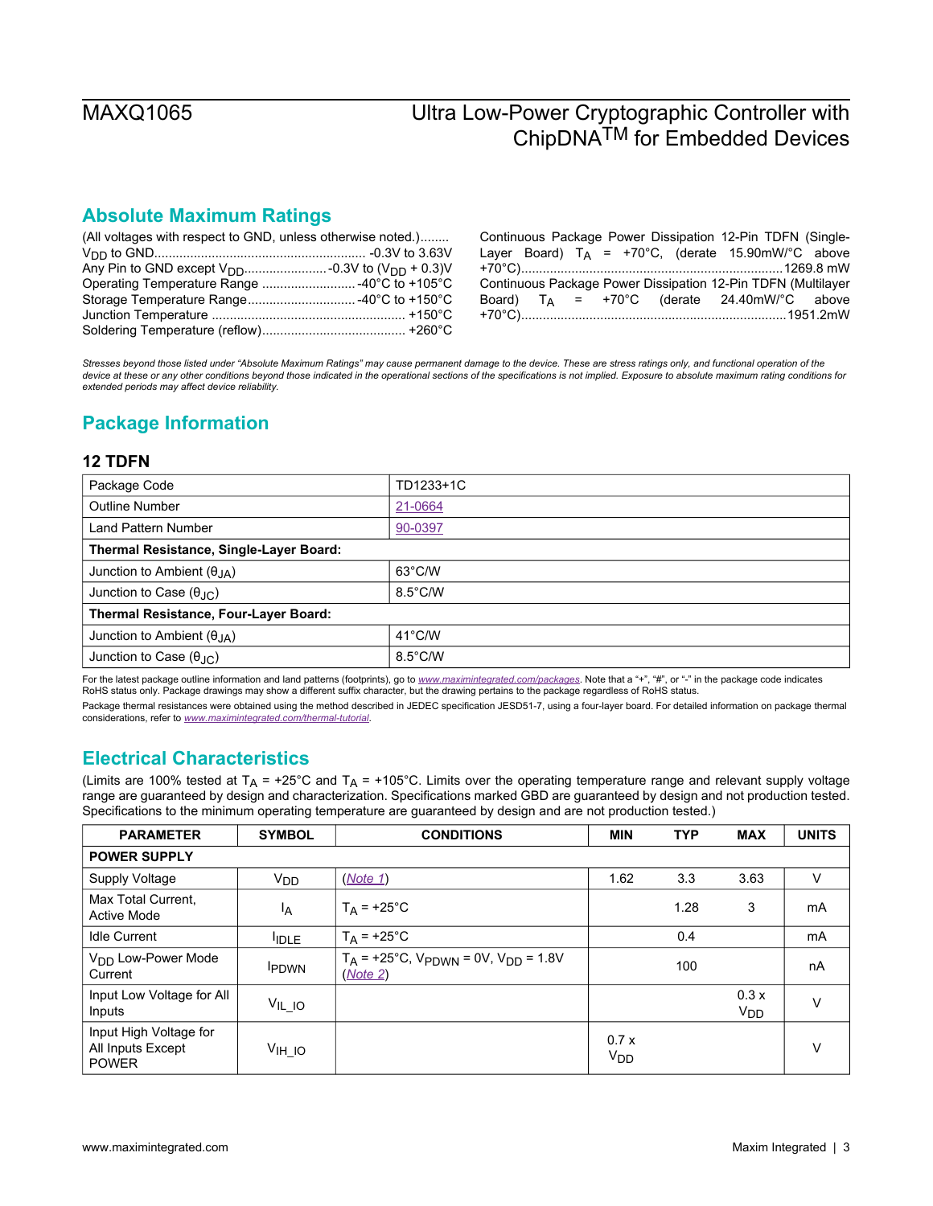## Absolute Maximum Ratings

(All voltages with respect to GND, unless noted.)........
$V_{DD}$ to GND........................................................ -0.3V to 3.63V
Any Pin to GND except $V_{DD}$....................... -0.3V to ($V_{DD}$ + 0.3)V
Operating Temperature Range .......................... -40°C to +105°C
Storage Temperature Range.............................. -40°C to +150°C
Junction Temperature ..................................................... +150°C
Soldering Temperature (reflow)........................................ +260°C

Continuous Package Power Dissipation 12-Pin TDFN (Single-Layer Board) $T_A$ = +70°C, (derate 15.90mW/°C above +70°C)......................................................................1269.8 mW
Continuous Package Power Dissipation 12-Pin TDFN (Multilayer Board) $T_A$ = +70°C (derate 24.40mW/°C above +70°C).......................................................................1951.2mW

*Stresses beyond those listed under "Absolute Maximum Ratings" may cause permanent damage to the device. These are stress ratings only, and functional operation of the device at these or any other conditions beyond those indicated in the operational sections of the specifications is not implied. Exposure to absolute maximum rating conditions for extended periods may affect device reliability.*

## Package Information

### 12 TDFN

| | |
|---|---|
| Package Code | TD1233+1C |
| Outline Number | 21-0664 |
| Land Pattern Number | 90-0397 |
| **Thermal Resistance, Single-Layer Board:** | |
| Junction to Ambient ($\theta_{JA}$) | 63°C/W |
| Junction to Case ($\theta_{JC}$) | 8.5°C/W |
| **Thermal Resistance, Four-Layer Board:** | |
| Junction to Ambient ($\theta_{JA}$) | 41°C/W |
| Junction to Case ($\theta_{JC}$) | 8.5°C/W |

For the latest package outline information and land patterns (footprints), go to *www.maximintegrated.com/packages*. Note that a "+", "#", or "-" in the package code indicates RoHS status only. Package drawings may show a different suffix character, but the drawing pertains to the package regardless of RoHS status.

Package thermal resistances were obtained using the method described in JEDEC specification JESD51-7, using a four-layer board. For detailed information on package thermal considerations, refer to *www.maximintegrated.com/thermal-tutorial*.

## Electrical Characteristics

(Limits are 100% tested at $T_A$ = +25°C and $T_A$ = +105°C. Limits over the operating temperature range and relevant supply voltage range are guaranteed by design and characterization. Specifications marked GBD are guaranteed by design and not production tested. Specifications to the minimum operating temperature are guaranteed by design and are not production tested.)

| PARAMETER | SYMBOL | CONDITIONS | MIN | TYP | MAX | UNITS |
|---|---|---|---|---|---|---|
| **POWER SUPPLY** | | | | | | |
| Supply Voltage | $V_{DD}$ | (Note 1) | 1.62 | 3.3 | 3.63 | V |
| Max Total Current, Active Mode | $I_A$ | $T_A$ = +25°C | | 1.28 | 3 | mA |
| Idle Current | $I_{IDLE}$ | $T_A$ = +25°C | | 0.4 | | mA |
| $V_{DD}$ Low-Power Mode Current | $I_{PDWN}$ | $T_A$ = +25°C, $V_{PDWN}$ = 0V, $V_{DD}$ = 1.8V (Note 2) | | 100 | | nA |
| Input Low Voltage for All Inputs | $V_{IL\_IO}$ | | | | 0.3 x $V_{DD}$ | V |
| Input High Voltage for All Inputs Except POWER | $V_{IH\_IO}$ | | 0.7 x $V_{DD}$ | | | V |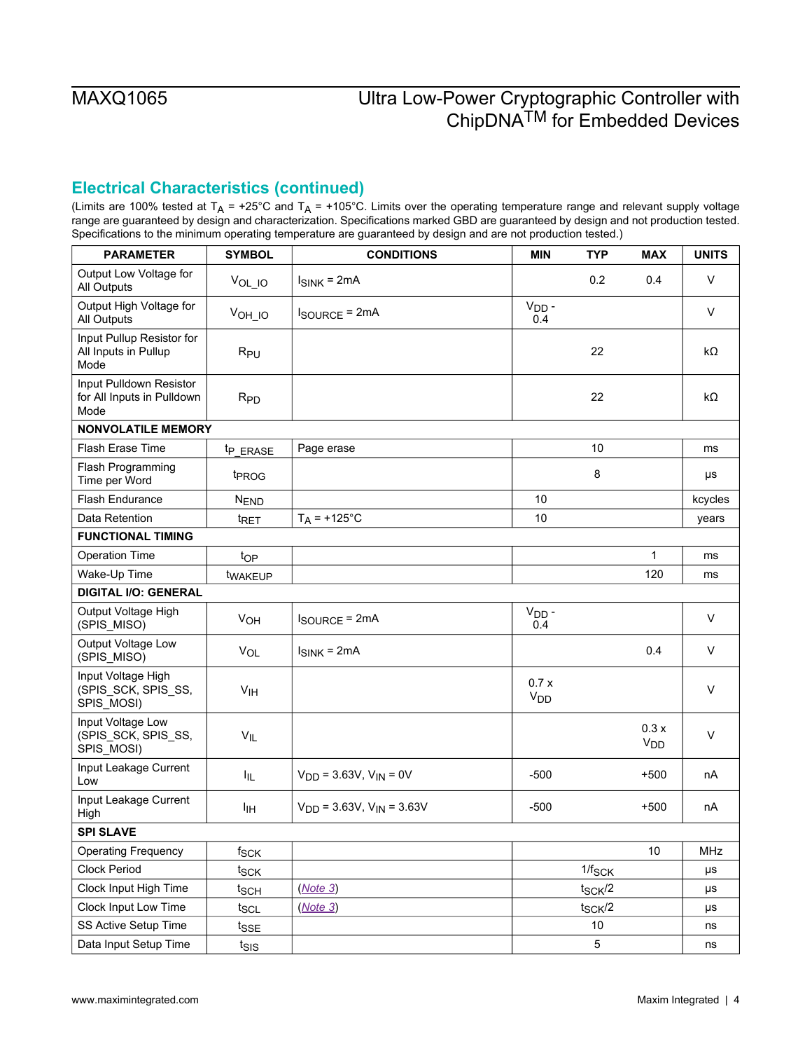## Electrical Characteristics (continued)

(Limits are 100% tested at $T_A$ = +25°C and $T_A$ = +105°C. Limits over the operating temperature range and relevant supply voltage range are guaranteed by design and characterization. Specifications marked GBD are guaranteed by design and not production tested. Specifications to the minimum operating temperature are guaranteed by design and are not production tested.)

| PARAMETER | SYMBOL | CONDITIONS | MIN | TYP | MAX | UNITS |
|---|---|---|---|---|---|---|
| Output Low Voltage for All Outputs | $V_{OL\_IO}$ | $I_{SINK}$ = 2mA | | 0.2 | 0.4 | V |
| Output High Voltage for All Outputs | $V_{OH\_IO}$ | $I_{SOURCE}$ = 2mA | $V_{DD}$ - 0.4 | | | V |
| Input Pullup Resistor for All Inputs in Pullup Mode | $R_{PU}$ | | | 22 | | kΩ |
| Input Pulldown Resistor for All Inputs in Pulldown Mode | $R_{PD}$ | | | 22 | | kΩ |
| **NONVOLATILE MEMORY** | | | | | | |
| Flash Erase Time | $t_{P\_ERASE}$ | Page erase | | 10 | | ms |
| Flash Programming Time per Word | $t_{PROG}$ | | | 8 | | µs |
| Flash Endurance | $N_{END}$ | | 10 | | | kcycles |
| Data Retention | $t_{RET}$ | $T_A$ = +125°C | 10 | | | years |
| **FUNCTIONAL TIMING** | | | | | | |
| Operation Time | $t_{OP}$ | | | | 1 | ms |
| Wake-Up Time | $t_{WAKEUP}$ | | | | 120 | ms |
| **DIGITAL I/O: GENERAL** | | | | | | |
| Output Voltage High (SPIS_MISO) | $V_{OH}$ | $I_{SOURCE}$ = 2mA | $V_{DD}$ - 0.4 | | | V |
| Output Voltage Low (SPIS_MISO) | $V_{OL}$ | $I_{SINK}$ = 2mA | | | 0.4 | V |
| Input Voltage High (SPIS_SCK, SPIS_SS, SPIS_MOSI) | $V_{IH}$ | | 0.7 x $V_{DD}$ | | | V |
| Input Voltage Low (SPIS_SCK, SPIS_SS, SPIS_MOSI) | $V_{IL}$ | | | | 0.3 x $V_{DD}$ | V |
| Input Leakage Current Low | $I_{IL}$ | $V_{DD}$ = 3.63V, $V_{IN}$ = 0V | -500 | | +500 | nA |
| Input Leakage Current High | $I_{IH}$ | $V_{DD}$ = 3.63V, $V_{IN}$ = 3.63V | -500 | | +500 | nA |
| **SPI SLAVE** | | | | | | |
| Operating Frequency | $f_{SCK}$ | | | | 10 | MHz |
| Clock Period | $t_{SCK}$ | | | $1/f_{SCK}$ | | µs |
| Clock Input High Time | $t_{SCH}$ | (Note 3) | | $t_{SCK}/2$ | | µs |
| Clock Input Low Time | $t_{SCL}$ | (Note 3) | | $t_{SCK}/2$ | | µs |
| SS Active Setup Time | $t_{SSE}$ | | | 10 | | ns |
| Data Input Setup Time | $t_{SIS}$ | | | 5 | | ns |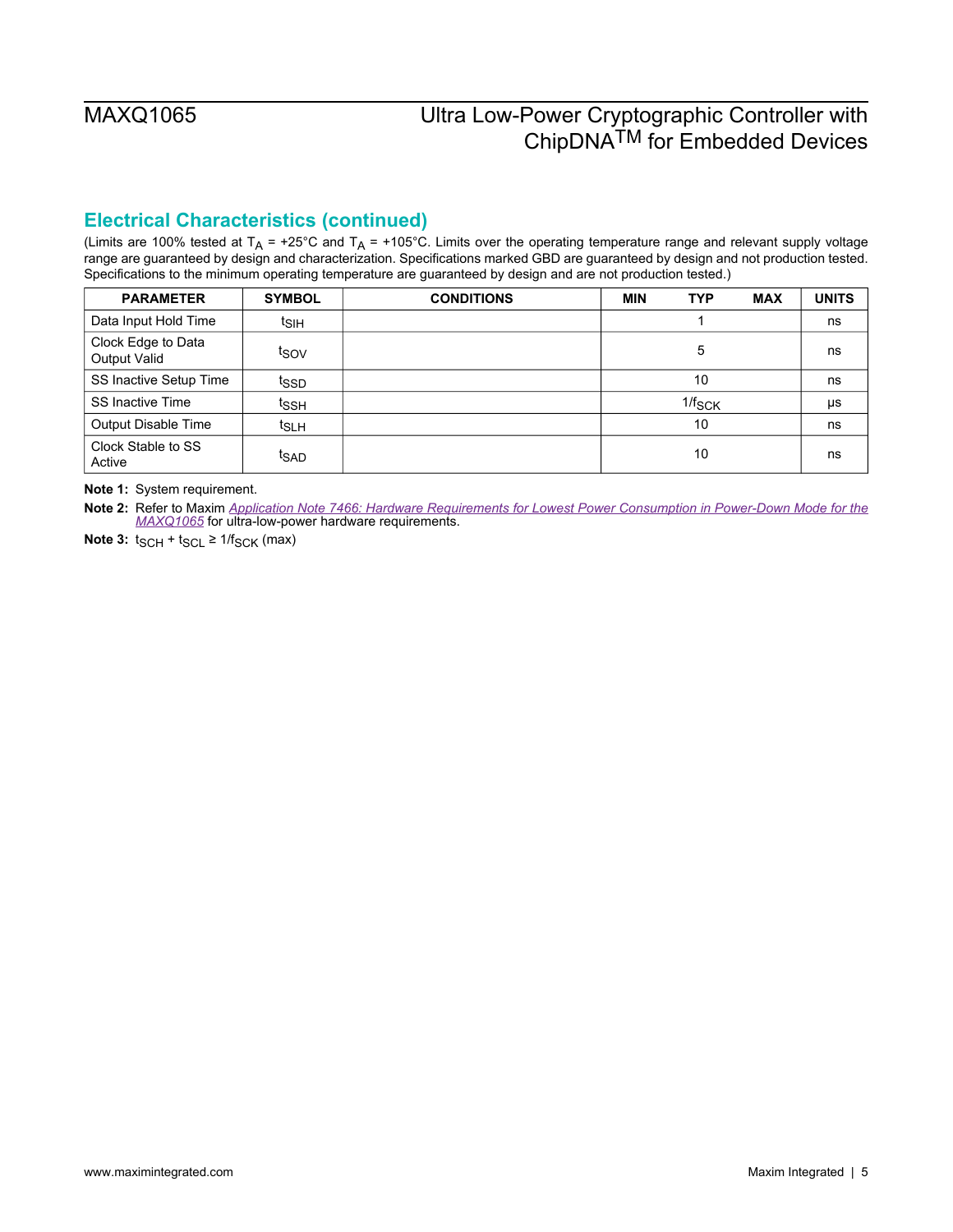## Electrical Characteristics (continued)

(Limits are 100% tested at $T_A$ = +25°C and $T_A$ = +105°C. Limits over the operating temperature range and relevant supply voltage range are guaranteed by design and characterization. Specifications marked GBD are guaranteed by design and not production tested. Specifications to the minimum operating temperature are guaranteed by design and are not production tested.)

| PARAMETER | SYMBOL | CONDITIONS | MIN | TYP | MAX | UNITS |
|---|---|---|---|---|---|---|
| Data Input Hold Time | $t_{SIH}$ | | | 1 | | ns |
| Clock Edge to Data Output Valid | $t_{SOV}$ | | | 5 | | ns |
| SS Inactive Setup Time | $t_{SSD}$ | | | 10 | | ns |
| SS Inactive Time | $t_{SSH}$ | | | $1/f_{SCK}$ | | µs |
| Output Disable Time | $t_{SLH}$ | | | 10 | | ns |
| Clock Stable to SS Active | $t_{SAD}$ | | | 10 | | ns |

**Note 1:** System requirement.

**Note 2:** Refer to Maxim *Application Note 7466: Hardware Requirements for Lowest Power Consumption in Power-Down Mode for the MAXQ1065* for ultra-low-power hardware requirements.

**Note 3:** $t_{SCH} + t_{SCL} \geq 1/f_{SCK}$ (max)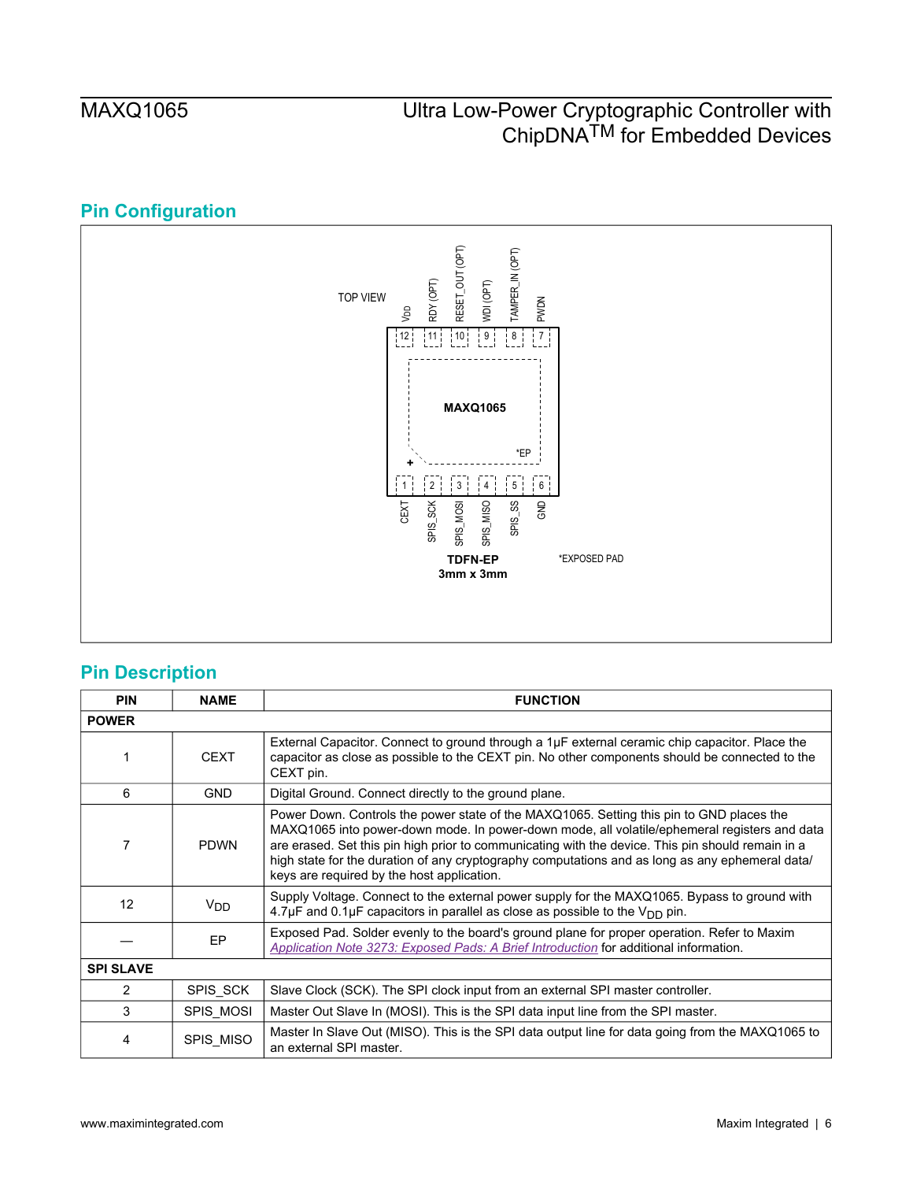## Pin Configuration

TOP VIEW

$V_{DD}$ RDY (OPT) RESET_OUT (OPT) WDI (OPT) TAMPER_IN (OPT) PWDN

12 11 10 9 8 7

MAXQ1065

*EP

+

1 2 3 4 5 6

CEXT SPIS_SCK SPIS_MOSI SPIS_MISO SPIS_SS GND

**TDFN-EP**
**3mm x 3mm**

*EXPOSED PAD

## Pin Description

| PIN | NAME | FUNCTION |
|---|---|---|
| **POWER** | | |
| 1 | CEXT | External Capacitor. Connect to ground through a 1µF external ceramic chip capacitor. Place the capacitor as close as possible to the CEXT pin. No other components should be connected to the CEXT pin. |
| 6 | GND | Digital Ground. Connect directly to the ground plane. |
| 7 | PDWN | Power Down. Controls the power state of the MAXQ1065. Setting this pin to GND places the MAXQ1065 into power-down mode. In power-down mode, all volatile/ephemeral registers and data are erased. Set this pin high prior to communicating with the device. This pin should remain in a high state for the duration of any cryptography computations and as long as any ephemeral data/keys are required by the host application. |
| 12 | $V_{DD}$ | Supply Voltage. Connect to the external power supply for the MAXQ1065. Bypass to ground with 4.7µF and 0.1µF capacitors in parallel as close as possible to the $V_{DD}$ pin. |
| — | EP | Exposed Pad. Solder evenly to the board's ground plane for proper operation. Refer to Maxim *Application Note 3273: Exposed Pads: A Brief Introduction* for additional information. |
| **SPI SLAVE** | | |
| 2 | SPIS_SCK | Slave Clock (SCK). The SPI clock input from an external SPI master controller. |
| 3 | SPIS_MOSI | Master Out Slave In (MOSI). This is the SPI data input line from the SPI master. |
| 4 | SPIS_MISO | Master In Slave Out (MISO). This is the SPI data output line for data going from the MAXQ1065 to an external SPI master. |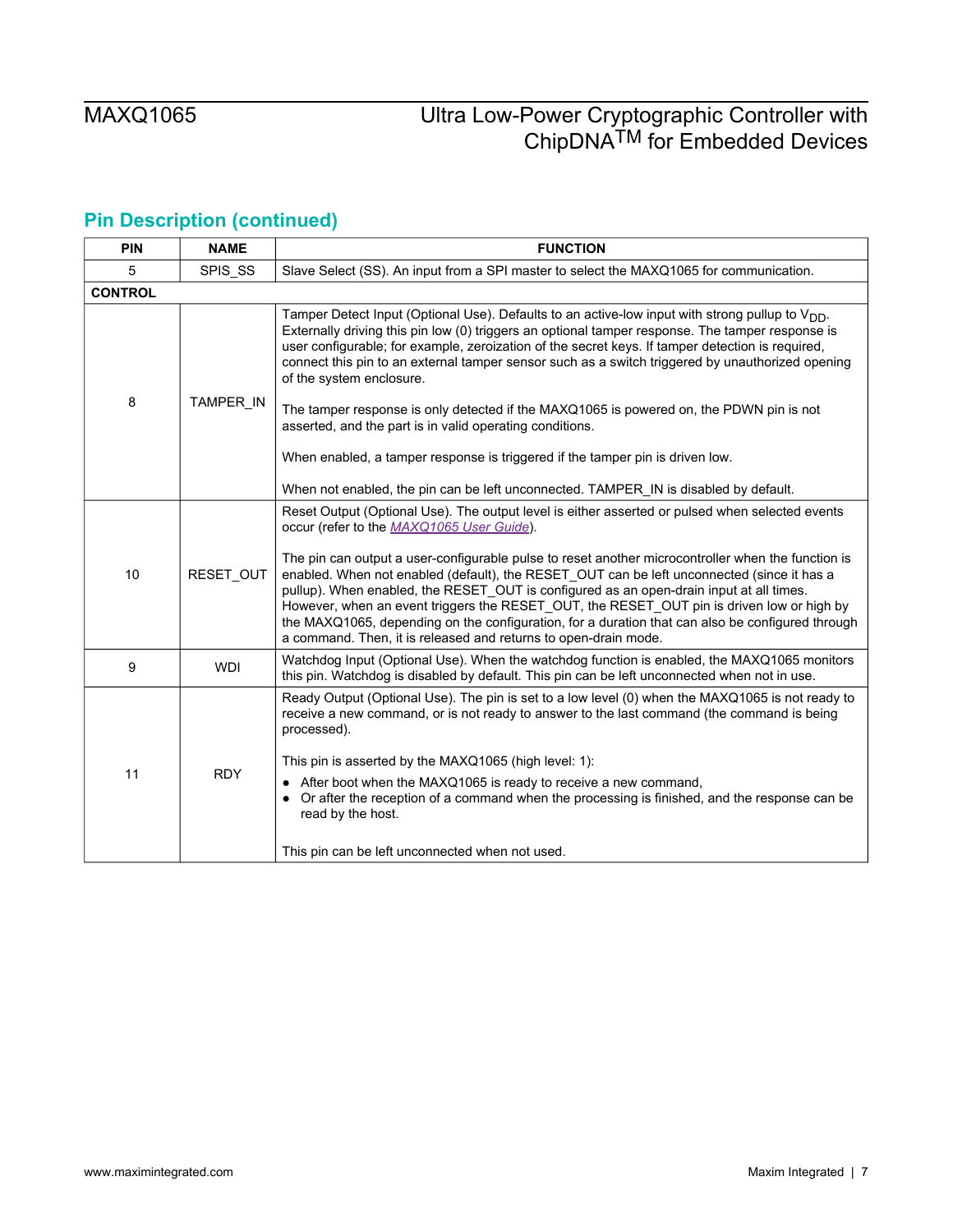## Pin Description (continued)

| PIN | NAME | FUNCTION |
|---|---|---|
| 5 | SPIS_SS | Slave Select (SS). An input from a SPI master to select the MAXQ1065 for communication. |
| **CONTROL** | | |
| 8 | TAMPER_IN | Tamper Detect Input (Optional Use). Defaults to an active-low input with strong pullup to $V_{DD}$. Externally driving this pin low (0) triggers an optional tamper response. The tamper response is user configurable; for example, zeroization of the secret keys. If tamper detection is required, connect this pin to an external tamper sensor such as a switch triggered by unauthorized opening of the system enclosure.<br><br>The tamper response is only detected if the MAXQ1065 is powered on, the PDWN pin is not asserted, and the part is in valid operating conditions.<br><br>When enabled, a tamper response is triggered if the tamper pin is driven low.<br><br>When not enabled, the pin can be left unconnected. TAMPER_IN is disabled by default. |
| 10 | RESET_OUT | Reset Output (Optional Use). The output level is either asserted or pulsed when selected events occur (refer to the *MAXQ1065 User Guide*).<br><br>The pin can output a user-configurable pulse to reset another microcontroller when the function is enabled. When not enabled (default), the RESET_OUT can be left unconnected (since it has a pullup). When enabled, the RESET_OUT is configured as an open-drain input at all times. However, when an event triggers the RESET_OUT, the RESET_OUT pin is driven low or high by the MAXQ1065, depending on the configuration, for a duration that can also be configured through a command. Then, it is released and returns to open-drain mode. |
| 9 | WDI | Watchdog Input (Optional Use). When the watchdog function is enabled, the MAXQ1065 monitors this pin. Watchdog is disabled by default. This pin can be left unconnected when not in use. |
| 11 | RDY | Ready Output (Optional Use). The pin is set to a low level (0) when the MAXQ1065 is not ready to receive a new command, or is not ready to answer to the last command (the command is being processed).<br><br>This pin is asserted by the MAXQ1065 (high level: 1):<br>• After boot when the MAXQ1065 is ready to receive a new command,<br>• Or after the reception of a command when the processing is finished, and the response can be read by the host.<br><br>This pin can be left unconnected when not used. |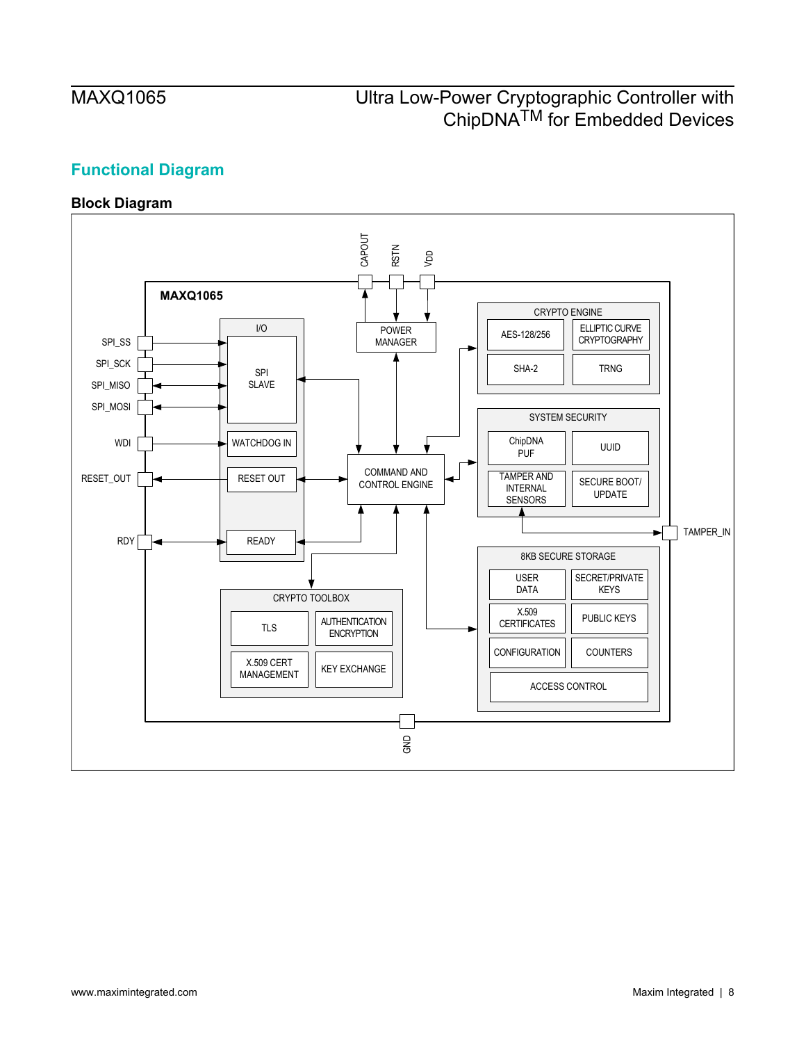## Functional Diagram

### Block Diagram

MAXQ1065

CAPOUT
RSTN
VDD

POWER MANAGER

I/O

SPI_SS
SPI_SCK
SPI_MISO
SPI_MOSI
SPI SLAVE

WDI
WATCHDOG IN

RESET_OUT
RESET OUT

RDY
READY

COMMAND AND CONTROL ENGINE

CRYPTO ENGINE
AES-128/256
ELLIPTIC CURVE CRYPTOGRAPHY
SHA-2
TRNG

SYSTEM SECURITY
ChipDNA PUF
UUID
TAMPER AND INTERNAL SENSORS
SECURE BOOT/ UPDATE

TAMPER_IN

8KB SECURE STORAGE
USER DATA
SECRET/PRIVATE KEYS
X.509 CERTIFICATES
PUBLIC KEYS
CONFIGURATION
COUNTERS
ACCESS CONTROL

CRYPTO TOOLBOX
TLS
AUTHENTICATION ENCRYPTION
X.509 CERT MANAGEMENT
KEY EXCHANGE

GND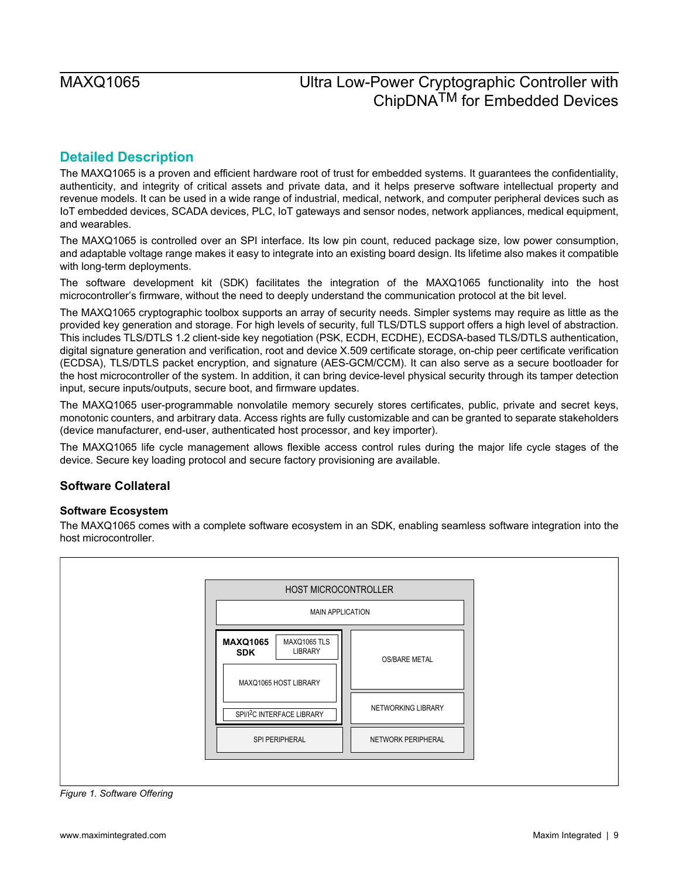## Detailed Description

The MAXQ1065 is a proven and efficient hardware root of trust for embedded systems. It guarantees the confidentiality, authenticity, and integrity of critical assets and private data, and it helps preserve software intellectual property and revenue models. It can be used in a wide range of industrial, medical, network, and computer peripheral devices such as IoT embedded devices, SCADA devices, PLC, IoT gateways and sensor nodes, network appliances, medical equipment, and wearables.

The MAXQ1065 is controlled over an SPI interface. Its low pin count, reduced package size, low power consumption, and adaptable voltage range makes it easy to integrate into an existing board design. Its lifetime also makes it compatible with long-term deployments.

The software development kit (SDK) facilitates the integration of the MAXQ1065 functionality into the host microcontroller's firmware, without the need to deeply understand the communication protocol at the bit level.

The MAXQ1065 cryptographic toolbox supports an array of security needs. Simpler systems may require as little as the provided key generation and storage. For high levels of security, full TLS/DTLS support offers a high level of abstraction. This includes TLS/DTLS 1.2 client-side key negotiation (PSK, ECDH, ECDHE), ECDSA-based TLS/DTLS authentication, digital signature generation and verification, root and device X.509 certificate storage, on-chip peer certificate verification (ECDSA), TLS/DTLS packet encryption, and signature (AES-GCM/CCM). It can also serve as a secure bootloader for the host microcontroller of the system. In addition, it can bring device-level physical security through its tamper detection input, secure inputs/outputs, secure boot, and firmware updates.

The MAXQ1065 user-programmable nonvolatile memory securely stores certificates, public, private and secret keys, monotonic counters, and arbitrary data. Access rights are fully customizable and can be granted to separate stakeholders (device manufacturer, end-user, authenticated host processor, and key importer).

The MAXQ1065 life cycle management allows flexible access control rules during the major life cycle stages of the device. Secure key loading protocol and secure factory provisioning are available.

### Software Collateral

#### Software Ecosystem

The MAXQ1065 comes with a complete software ecosystem in an SDK, enabling seamless software integration into the host microcontroller.

HOST MICROCONTROLLER
MAIN APPLICATION
MAXQ1065 SDK
MAXQ1065 TLS LIBRARY
MAXQ1065 HOST LIBRARY
SPI/I2C INTERFACE LIBRARY
OS/BARE METAL
NETWORKING LIBRARY
SPI PERIPHERAL
NETWORK PERIPHERAL

*Figure 1. Software Offering*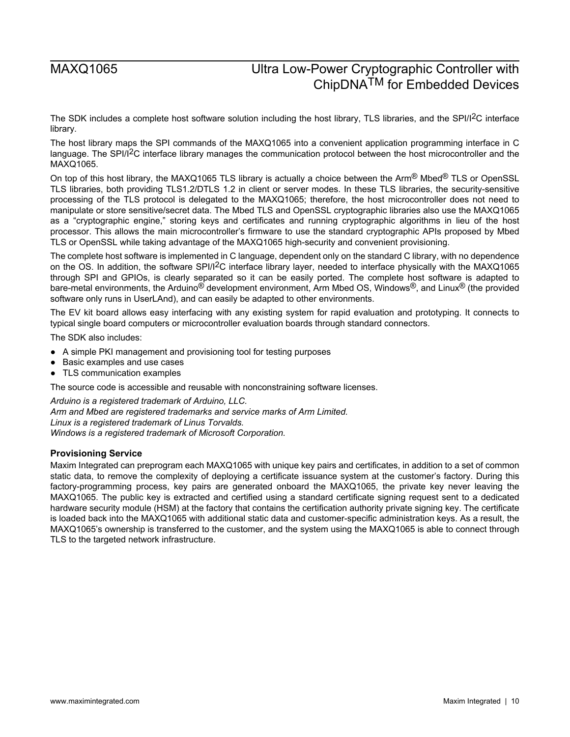The SDK includes a complete host software solution including the host library, TLS libraries, and the SPI/I2C interface library.

The host library maps the SPI commands of the MAXQ1065 into a convenient application programming interface in C language. The SPI/I2C interface library manages the communication protocol between the host microcontroller and the MAXQ1065.

On top of this host library, the MAXQ1065 TLS library is actually a choice between the Arm® Mbed® TLS or OpenSSL TLS libraries, both providing TLS1.2/DTLS 1.2 in client or server modes. In these TLS libraries, the security-sensitive processing of the TLS protocol is delegated to the MAXQ1065; therefore, the host microcontroller does not need to manipulate or store sensitive/secret data. The Mbed TLS and OpenSSL cryptographic libraries also use the MAXQ1065 as a "cryptographic engine," storing keys and certificates and running cryptographic algorithms in lieu of the host processor. This allows the main microcontroller's firmware to use the standard cryptographic APIs proposed by Mbed TLS or OpenSSL while taking advantage of the MAXQ1065 high-security and convenient provisioning.

The complete host software is implemented in C language, dependent only on the standard C library, with no dependence on the OS. In addition, the software SPI/I2C interface library layer, needed to interface physically with the MAXQ1065 through SPI and GPIOs, is clearly separated so it can be easily ported. The complete host software is adapted to bare-metal environments, the Arduino® development environment, Arm Mbed OS, Windows®, and Linux® (the provided software only runs in UserLAnd), and can easily be adapted to other environments.

The EV kit board allows easy interfacing with any existing system for rapid evaluation and prototyping. It connects to typical single board computers or microcontroller evaluation boards through standard connectors.

The SDK also includes:

- A simple PKI management and provisioning tool for testing purposes
- Basic examples and use cases
- TLS communication examples

The source code is accessible and reusable with nonconstraining software licenses.

*Arduino is a registered trademark of Arduino, LLC.*
*Arm and Mbed are registered trademarks and service marks of Arm Limited.*
*Linux is a registered trademark of Linus Torvalds.*
*Windows is a registered trademark of Microsoft Corporation.*

### Provisioning Service

Maxim Integrated can preprogram each MAXQ1065 with unique key pairs and certificates, in addition to a set of common static data, to remove the complexity of deploying a certificate issuance system at the customer's factory. During this factory-programming process, key pairs are generated onboard the MAXQ1065, the private key never leaving the MAXQ1065. The public key is extracted and certified using a standard certificate signing request sent to a dedicated hardware security module (HSM) at the factory that contains the certification authority private signing key. The certificate is loaded back into the MAXQ1065 with additional static data and customer-specific administration keys. As a result, the MAXQ1065's ownership is transferred to the customer, and the system using the MAXQ1065 is able to connect through TLS to the targeted network infrastructure.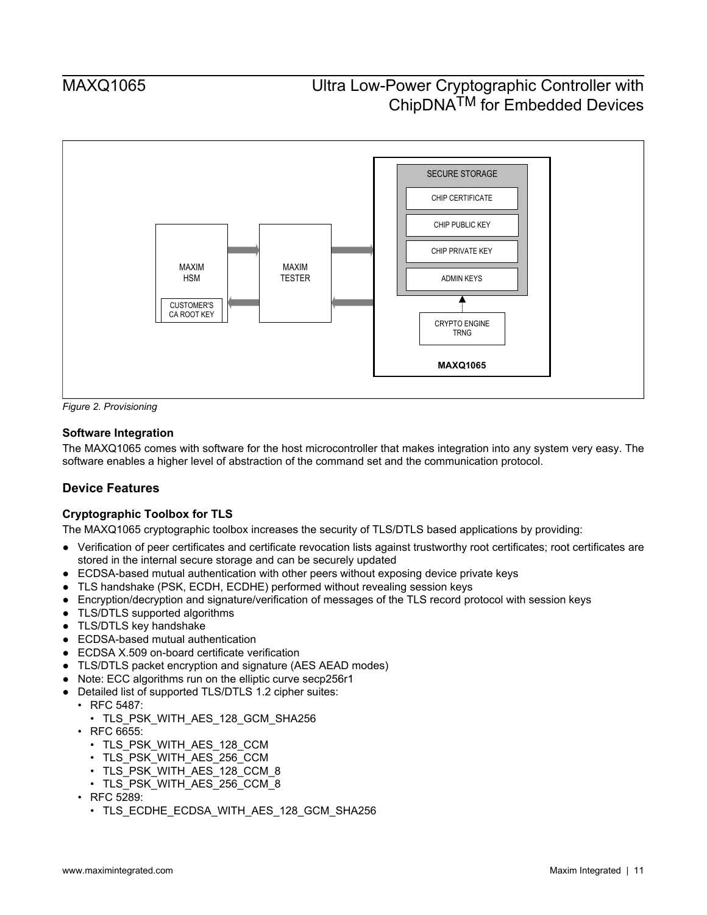SECURE STORAGE

CHIP CERTIFICATE

CHIP PUBLIC KEY

CHIP PRIVATE KEY

ADMIN KEYS

MAXIM HSM

CUSTOMER'S CA ROOT KEY

MAXIM TESTER

CRYPTO ENGINE TRNG

MAXQ1065

*Figure 2. Provisioning*

### Software Integration

The MAXQ1065 comes with software for the host microcontroller that makes integration into any system very easy. The software enables a higher level of abstraction of the command set and the communication protocol.

## Device Features

### Cryptographic Toolbox for TLS

The MAXQ1065 cryptographic toolbox increases the security of TLS/DTLS based applications by providing:

- Verification of peer certificates and certificate revocation lists against trustworthy root certificates; root certificates are stored in the internal secure storage and can be securely updated
- ECDSA-based mutual authentication with other peers without exposing device private keys
- TLS handshake (PSK, ECDH, ECDHE) performed without revealing session keys
- Encryption/decryption and signature/verification of messages of the TLS record protocol with session keys
- TLS/DTLS supported algorithms
- TLS/DTLS key handshake
- ECDSA-based mutual authentication
- ECDSA X.509 on-board certificate verification
- TLS/DTLS packet encryption and signature (AES AEAD modes)
- Note: ECC algorithms run on the elliptic curve secp256r1
- Detailed list of supported TLS/DTLS 1.2 cipher suites:
  - RFC 5487:
    - TLS_PSK_WITH_AES_128_GCM_SHA256
  - RFC 6655:
    - TLS_PSK_WITH_AES_128_CCM
    - TLS_PSK_WITH_AES_256_CCM
    - TLS_PSK_WITH_AES_128_CCM_8
    - TLS_PSK_WITH_AES_256_CCM_8
  - RFC 5289:
    - TLS_ECDHE_ECDSA_WITH_AES_128_GCM_SHA256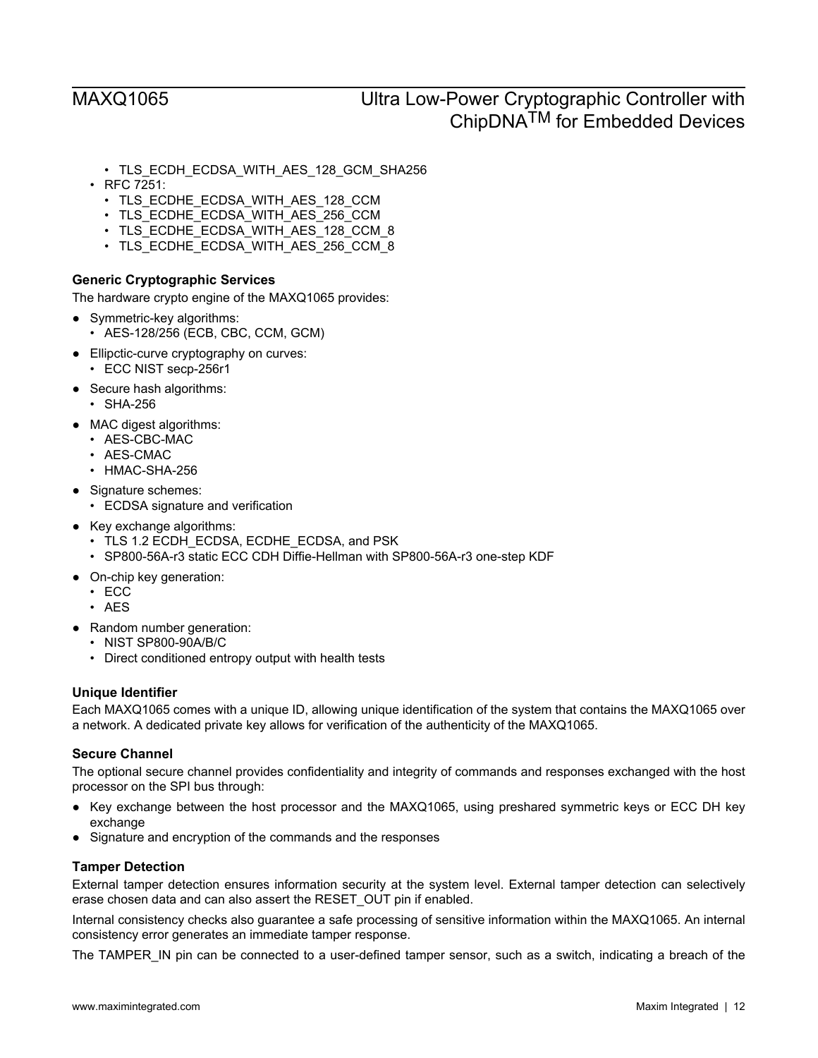- TLS_ECDH_ECDSA_WITH_AES_128_GCM_SHA256
- RFC 7251:
  - TLS_ECDHE_ECDSA_WITH_AES_128_CCM
  - TLS_ECDHE_ECDSA_WITH_AES_256_CCM
  - TLS_ECDHE_ECDSA_WITH_AES_128_CCM_8
  - TLS_ECDHE_ECDSA_WITH_AES_256_CCM_8

### Generic Cryptographic Services

The hardware crypto engine of the MAXQ1065 provides:

- Symmetric-key algorithms:
  - AES-128/256 (ECB, CBC, CCM, GCM)
- Ellipctic-curve cryptography on curves:
  - ECC NIST secp-256r1
- Secure hash algorithms:
  - SHA-256
- MAC digest algorithms:
  - AES-CBC-MAC
  - AES-CMAC
  - HMAC-SHA-256
- Signature schemes:
  - ECDSA signature and verification
- Key exchange algorithms:
  - TLS 1.2 ECDH_ECDSA, ECDHE_ECDSA, and PSK
  - SP800-56A-r3 static ECC CDH Diffie-Hellman with SP800-56A-r3 one-step KDF
- On-chip key generation:
  - ECC
  - AES
- Random number generation:
  - NIST SP800-90A/B/C
  - Direct conditioned entropy output with health tests

### Unique Identifier

Each MAXQ1065 comes with a unique ID, allowing unique identification of the system that contains the MAXQ1065 over a network. A dedicated private key allows for verification of the authenticity of the MAXQ1065.

### Secure Channel

The optional secure channel provides confidentiality and integrity of commands and responses exchanged with the host processor on the SPI bus through:

- Key exchange between the host processor and the MAXQ1065, using preshared symmetric keys or ECC DH key exchange
- Signature and encryption of the commands and the responses

### Tamper Detection

External tamper detection ensures information security at the system level. External tamper detection can selectively erase chosen data and can also assert the RESET_OUT pin if enabled.

Internal consistency checks also guarantee a safe processing of sensitive information within the MAXQ1065. An internal consistency error generates an immediate tamper response.

The TAMPER_IN pin can be connected to a user-defined tamper sensor, such as a switch, indicating a breach of the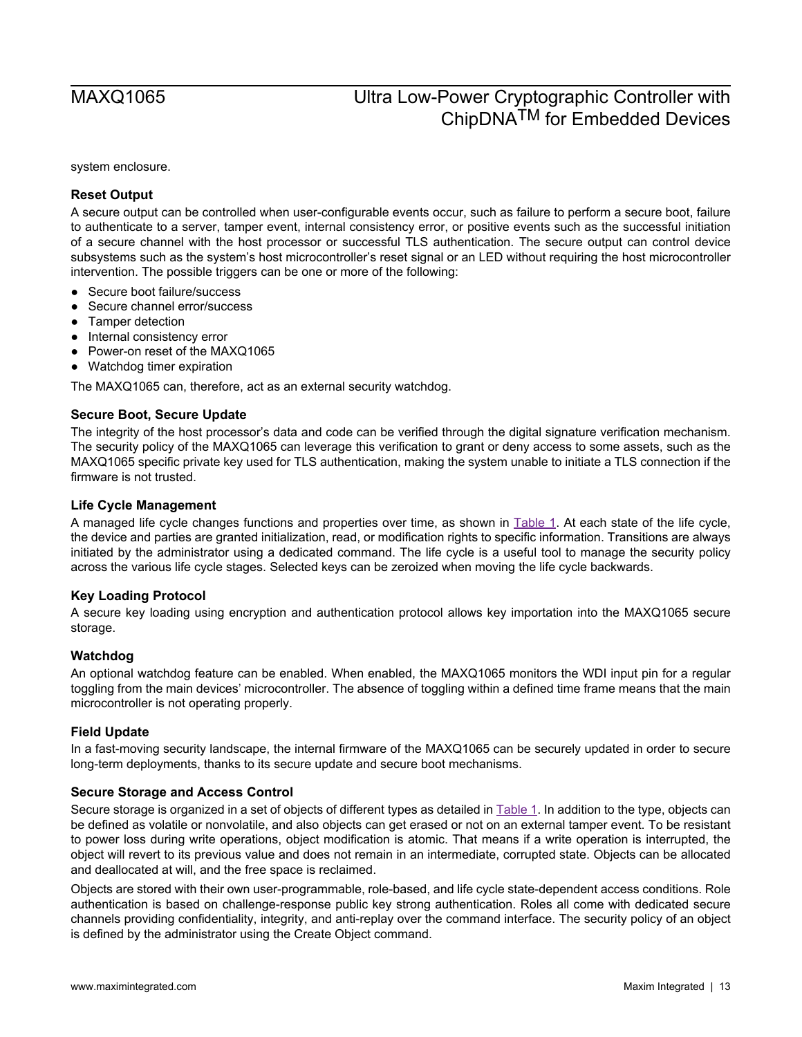system enclosure.

### Reset Output

A secure output can be controlled when user-configurable events occur, such as failure to perform a secure boot, failure to authenticate to a server, tamper event, internal consistency error, or positive events such as the successful initiation of a secure channel with the host processor or successful TLS authentication. The secure output can control device subsystems such as the system's host microcontroller's reset signal or an LED without requiring the host microcontroller intervention. The possible triggers can be one or more of the following:

- Secure boot failure/success
- Secure channel error/success
- Tamper detection
- Internal consistency error
- Power-on reset of the MAXQ1065
- Watchdog timer expiration

The MAXQ1065 can, therefore, act as an external security watchdog.

### Secure Boot, Secure Update

The integrity of the host processor's data and code can be verified through the digital signature verification mechanism. The security policy of the MAXQ1065 can leverage this verification to grant or deny access to some assets, such as the MAXQ1065 specific private key used for TLS authentication, making the system unable to initiate a TLS connection if the firmware is not trusted.

### Life Cycle Management

A managed life cycle changes functions and properties over time, as shown in Table 1. At each state of the life cycle, the device and parties are granted initialization, read, or modification rights to specific information. Transitions are always initiated by the administrator using a dedicated command. The life cycle is a useful tool to manage the security policy across the various life cycle stages. Selected keys can be zeroized when moving the life cycle backwards.

### Key Loading Protocol

A secure key loading using encryption and authentication protocol allows key importation into the MAXQ1065 secure storage.

### Watchdog

An optional watchdog feature can be enabled. When enabled, the MAXQ1065 monitors the WDI input pin for a regular toggling from the main devices' microcontroller. The absence of toggling within a defined time frame means that the main microcontroller is not operating properly.

### Field Update

In a fast-moving security landscape, the internal firmware of the MAXQ1065 can be securely updated in order to secure long-term deployments, thanks to its secure update and secure boot mechanisms.

### Secure Storage and Access Control

Secure storage is organized in a set of objects of different types as detailed in Table 1. In addition to the type, objects can be defined as volatile or nonvolatile, and also objects can get erased or not on an external tamper event. To be resistant to power loss during write operations, object modification is atomic. That means if a write operation is interrupted, the object will revert to its previous value and does not remain in an intermediate, corrupted state. Objects can be allocated and deallocated at will, and the free space is reclaimed.

Objects are stored with their own user-programmable, role-based, and life cycle state-dependent access conditions. Role authentication is based on challenge-response public key strong authentication. Roles all come with dedicated secure channels providing confidentiality, integrity, and anti-replay over the command interface. The security policy of an object is defined by the administrator using the Create Object command.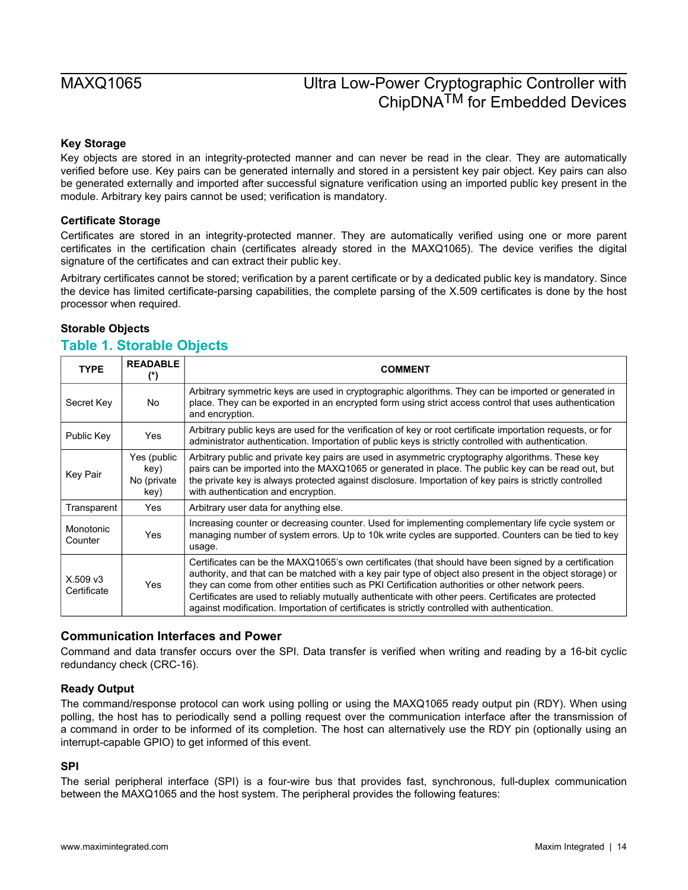### Key Storage

Key objects are stored in an integrity-protected manner and can never be read in the clear. They are automatically verified before use. Key pairs can be generated internally and stored in a persistent key pair object. Key pairs can also be generated externally and imported after successful signature verification using an imported public key present in the module. Arbitrary key pairs cannot be used; verification is mandatory.

### Certificate Storage

Certificates are stored in an integrity-protected manner. They are automatically verified using one or more parent certificates in the certification chain (certificates already stored in the MAXQ1065). The device verifies the digital signature of the certificates and can extract their public key.

Arbitrary certificates cannot be stored; verification by a parent certificate or by a dedicated public key is mandatory. Since the device has limited certificate-parsing capabilities, the complete parsing of the X.509 certificates is done by the host processor when required.

### Storable Objects

## Table 1. Storable Objects

| TYPE | READABLE (*) | COMMENT |
|---|---|---|
| Secret Key | No | Arbitrary symmetric keys are used in cryptographic algorithms. They can be imported or generated in place. They can be exported in an encrypted form using strict access control that uses authentication and encryption. |
| Public Key | Yes | Arbitrary public keys are used for the verification of key or root certificate importation requests, or for administrator authentication. Importation of public keys is strictly controlled with authentication. |
| Key Pair | Yes (public key) No (private key) | Arbitrary public and private key pairs are used in asymmetric cryptography algorithms. These key pairs can be imported into the MAXQ1065 or generated in place. The public key can be read out, but the private key is always protected against disclosure. Importation of key pairs is strictly controlled with authentication and encryption. |
| Transparent | Yes | Arbitrary user data for anything else. |
| Monotonic Counter | Yes | Increasing counter or decreasing counter. Used for implementing complementary life cycle system or managing number of system errors. Up to 10k write cycles are supported. Counters can be tied to key usage. |
| X.509 v3 Certificate | Yes | Certificates can be the MAXQ1065's own certificates (that should have been signed by a certification authority, and that can be matched with a key pair type of object also present in the object storage) or they can come from other entities such as PKI Certification authorities or other network peers. Certificates are used to reliably mutually authenticate with other peers. Certificates are protected against modification. Importation of certificates is strictly controlled with authentication. |

### Communication Interfaces and Power

Command and data transfer occurs over the SPI. Data transfer is verified when writing and reading by a 16-bit cyclic redundancy check (CRC-16).

### Ready Output

The command/response protocol can work using polling or using the MAXQ1065 ready output pin (RDY). When using polling, the host has to periodically send a polling request over the communication interface after the transmission of a command in order to be informed of its completion. The host can alternatively use the RDY pin (optionally using an interrupt-capable GPIO) to get informed of this event.

### SPI

The serial peripheral interface (SPI) is a four-wire bus that provides fast, synchronous, full-duplex communication between the MAXQ1065 and the host system. The peripheral provides the following features: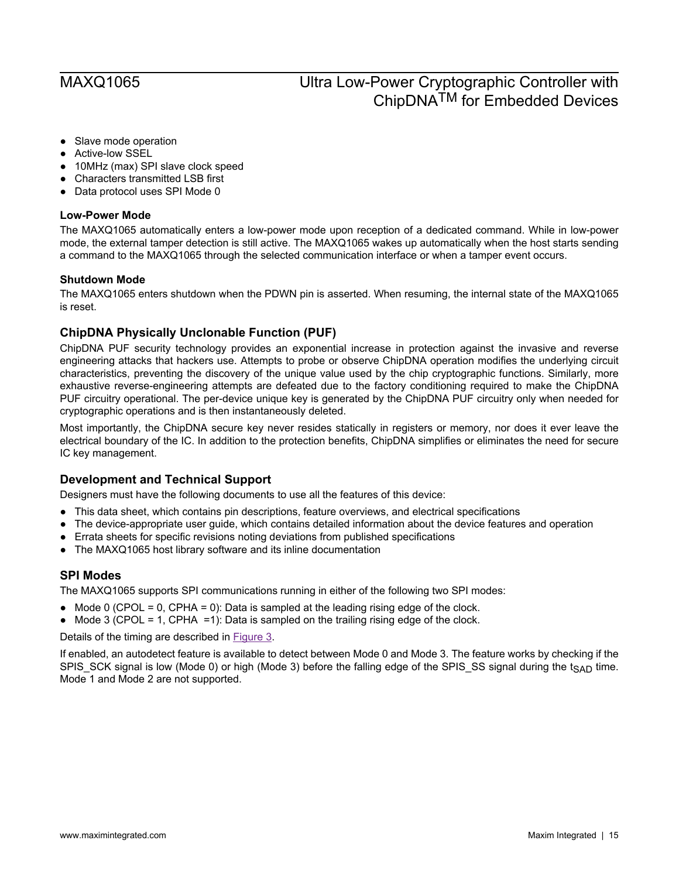- Slave mode operation
- Active-low SSEL
- 10MHz (max) SPI slave clock speed
- Characters transmitted LSB first
- Data protocol uses SPI Mode 0

### Low-Power Mode

The MAXQ1065 automatically enters a low-power mode upon reception of a dedicated command. While in low-power mode, the external tamper detection is still active. The MAXQ1065 wakes up automatically when the host starts sending a command to the MAXQ1065 through the selected communication interface or when a tamper event occurs.

### Shutdown Mode

The MAXQ1065 enters shutdown when the PDWN pin is asserted. When resuming, the internal state of the MAXQ1065 is reset.

## ChipDNA Physically Unclonable Function (PUF)

ChipDNA PUF security technology provides an exponential increase in protection against the invasive and reverse engineering attacks that hackers use. Attempts to probe or observe ChipDNA operation modifies the underlying circuit characteristics, preventing the discovery of the unique value used by the chip cryptographic functions. Similarly, more exhaustive reverse-engineering attempts are defeated due to the factory conditioning required to make the ChipDNA PUF circuitry operational. The per-device unique key is generated by the ChipDNA PUF circuitry only when needed for cryptographic operations and is then instantaneously deleted.

Most importantly, the ChipDNA secure key never resides statically in registers or memory, nor does it ever leave the electrical boundary of the IC. In addition to the protection benefits, ChipDNA simplifies or eliminates the need for secure IC key management.

## Development and Technical Support

Designers must have the following documents to use all the features of this device:

- This data sheet, which contains pin descriptions, feature overviews, and electrical specifications
- The device-appropriate user guide, which contains detailed information about the device features and operation
- Errata sheets for specific revisions noting deviations from published specifications
- The MAXQ1065 host library software and its inline documentation

## SPI Modes

The MAXQ1065 supports SPI communications running in either of the following two SPI modes:

- Mode 0 (CPOL = 0, CPHA = 0): Data is sampled at the leading rising edge of the clock.
- Mode 3 (CPOL = 1, CPHA =1): Data is sampled on the trailing rising edge of the clock.

Details of the timing are described in Figure 3.

If enabled, an autodetect feature is available to detect between Mode 0 and Mode 3. The feature works by checking if the SPIS_SCK signal is low (Mode 0) or high (Mode 3) before the falling edge of the SPIS_SS signal during the $t_{SAD}$ time. Mode 1 and Mode 2 are not supported.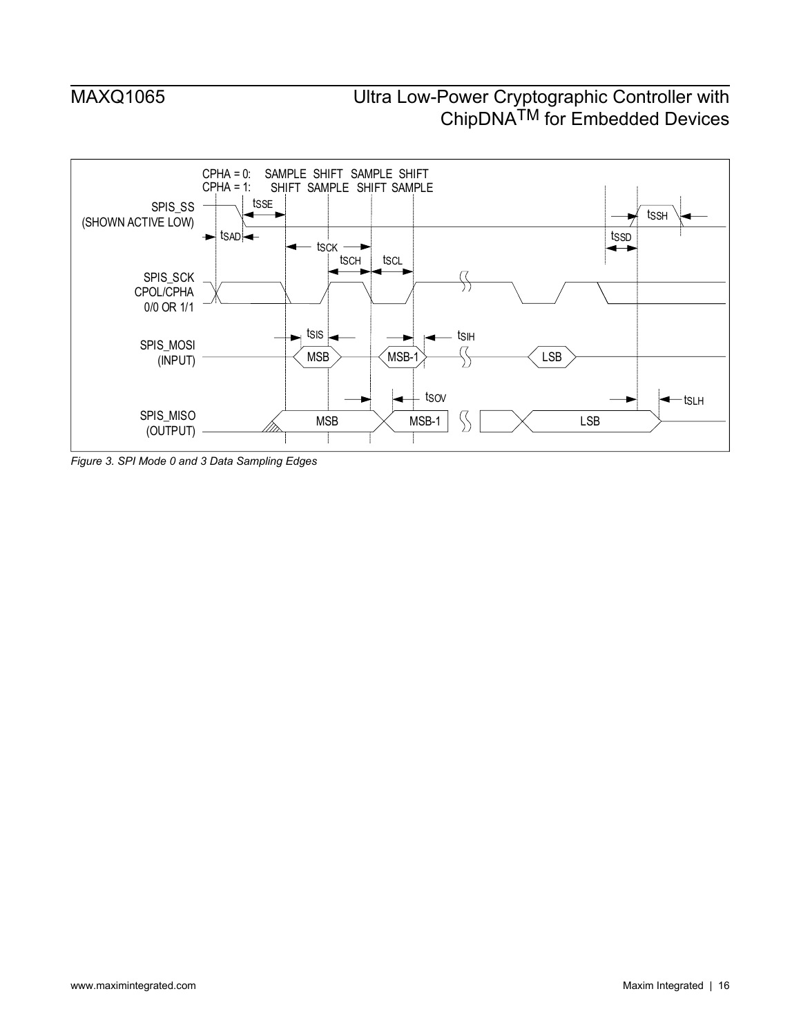CPHA = 0: SAMPLE SHIFT SAMPLE SHIFT

CPHA = 1: SHIFT SAMPLE SHIFT SAMPLE

SPIS_SS
(SHOWN ACTIVE LOW)

$t_{SSE}$

$t_{SAD}$

$t_{SCK}$

$t_{SCH}$

$t_{SCL}$

$t_{SSH}$

$t_{SSD}$

SPIS_SCK
CPOL/CPHA
0/0 OR 1/1

SPIS_MOSI
(INPUT)

$t_{SIS}$

$t_{SIH}$

MSB

MSB-1

LSB

SPIS_MISO
(OUTPUT)

$t_{SOV}$

$t_{SLH}$

MSB

MSB-1

LSB

*Figure 3. SPI Mode 0 and 3 Data Sampling Edges*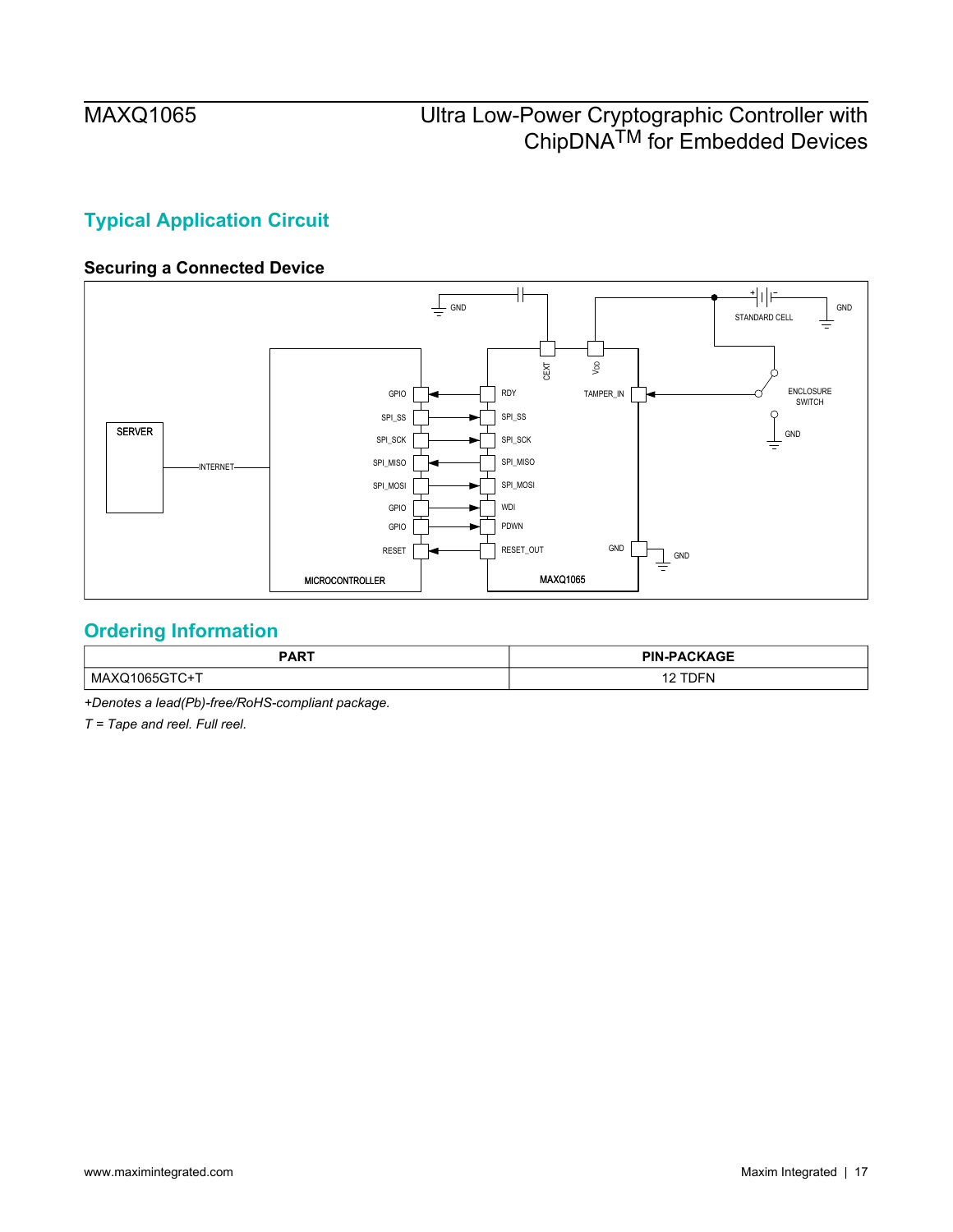## Typical Application Circuit

### Securing a Connected Device

SERVER

INTERNET

MICROCONTROLLER

GPIO
SPI_SS
SPI_SCK
SPI_MISO
SPI_MOSI
GPIO
GPIO
RESET

MAXQ1065

RDY
SPI_SS
SPI_SCK
SPI_MISO
SPI_MOSI
WDI
PDWN
RESET_OUT

CEXT
VDD
TAMPER_IN
GND

GND
STANDARD CELL
GND
ENCLOSURE SWITCH
GND
GND

## Ordering Information

| PART | PIN-PACKAGE |
| --- | --- |
| MAXQ1065GTC+T | 12 TDFN |

*+Denotes a lead(Pb)-free/RoHS-compliant package.*

*T = Tape and reel. Full reel.*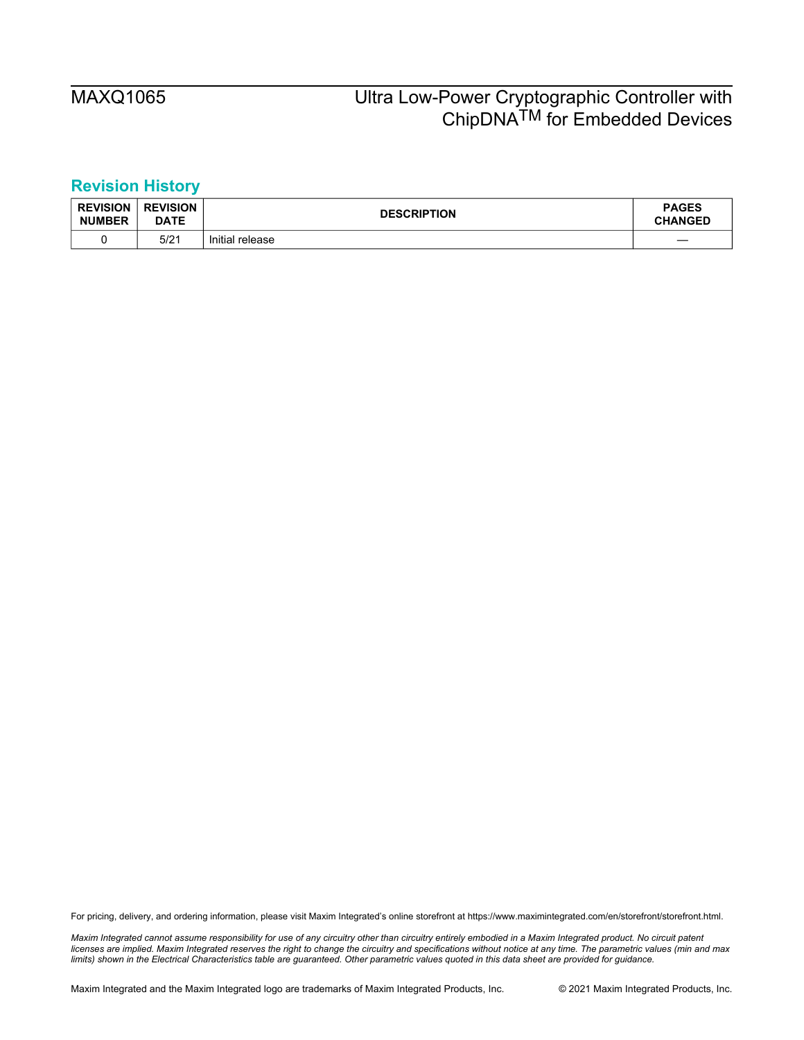## Revision History

| REVISION NUMBER | REVISION DATE | DESCRIPTION | PAGES CHANGED |
|---|---|---|---|
| 0 | 5/21 | Initial release | — |

For pricing, delivery, and ordering information, please visit Maxim Integrated's online storefront at https://www.maximintegrated.com/en/storefront/storefront.html.

*Maxim Integrated cannot assume responsibility for use of any circuitry other than circuitry entirely embodied in a Maxim Integrated product. No circuit patent licenses are implied. Maxim Integrated reserves the right to change the circuitry and specifications without notice at any time. The parametric values (min and max limits) shown in the Electrical Characteristics table are guaranteed. Other parametric values quoted in this data sheet are provided for guidance.*

Maxim Integrated and the Maxim Integrated logo are trademarks of Maxim Integrated Products, Inc. © 2021 Maxim Integrated Products, Inc.